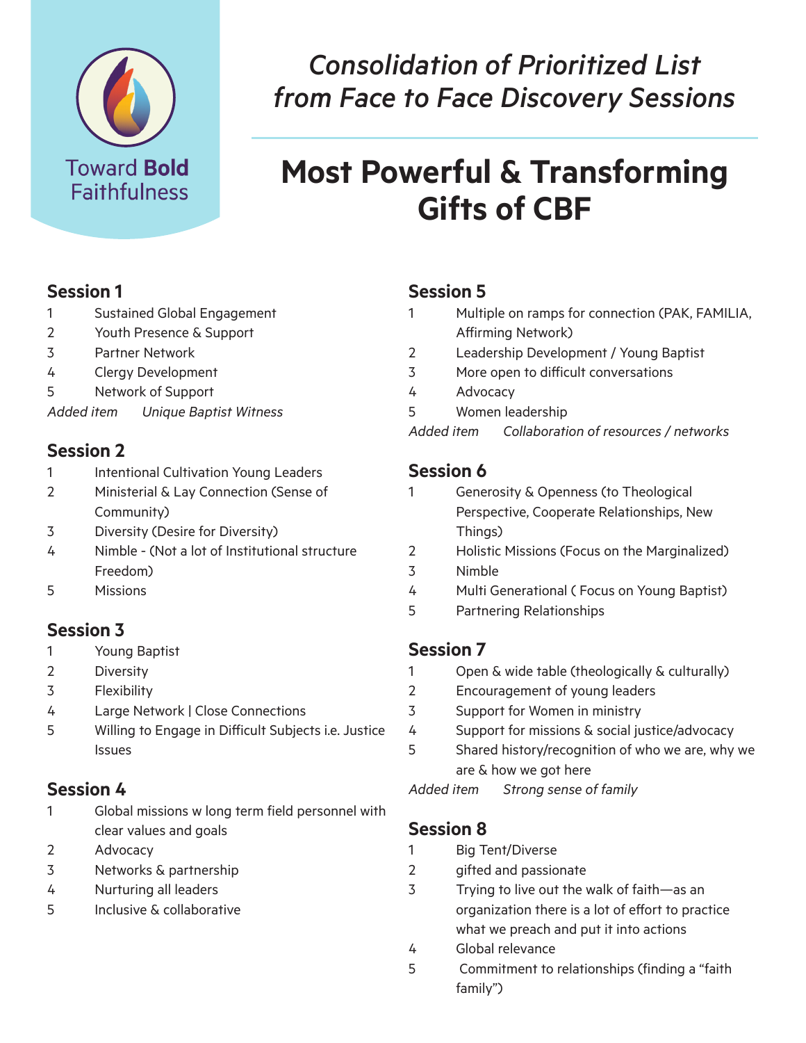Toward **Bold** Faithfulness

*Consolidation of Prioritized List from Face to Face Discovery Sessions*

# Most Powerful & Transforming Gifts of CBF

## Session 1

1. Sustained Global Engagement
2. Youth Presence & Support
3. Partner Network
4. Clergy Development
5. Network of Support

*Added item* *Unique Baptist Witness*

## Session 2

1. Intentional Cultivation Young Leaders
2. Ministerial & Lay Connection (Sense of Community)
3. Diversity (Desire for Diversity)
4. Nimble - (Not a lot of Institutional structure Freedom)
5. Missions

## Session 3

1. Young Baptist
2. Diversity
3. Flexibility
4. Large Network | Close Connections
5. Willing to Engage in Difficult Subjects i.e. Justice Issues

## Session 4

1. Global missions w long term field personnel with clear values and goals
2. Advocacy
3. Networks & partnership
4. Nurturing all leaders
5. Inclusive & collaborative

## Session 5

1. Multiple on ramps for connection (PAK, FAMILIA, Affirming Network)
2. Leadership Development / Young Baptist
3. More open to difficult conversations
4. Advocacy
5. Women leadership

*Added item* *Collaboration of resources / networks*

## Session 6

1. Generosity & Openness (to Theological Perspective, Cooperate Relationships, New Things)
2. Holistic Missions (Focus on the Marginalized)
3. Nimble
4. Multi Generational ( Focus on Young Baptist)
5. Partnering Relationships

## Session 7

1. Open & wide table (theologically & culturally)
2. Encouragement of young leaders
3. Support for Women in ministry
4. Support for missions & social justice/advocacy
5. Shared history/recognition of who we are, why we are & how we got here

*Added item* *Strong sense of family*

## Session 8

1. Big Tent/Diverse
2. gifted and passionate
3. Trying to live out the walk of faith—as an organization there is a lot of effort to practice what we preach and put it into actions
4. Global relevance
5. Commitment to relationships (finding a "faith family")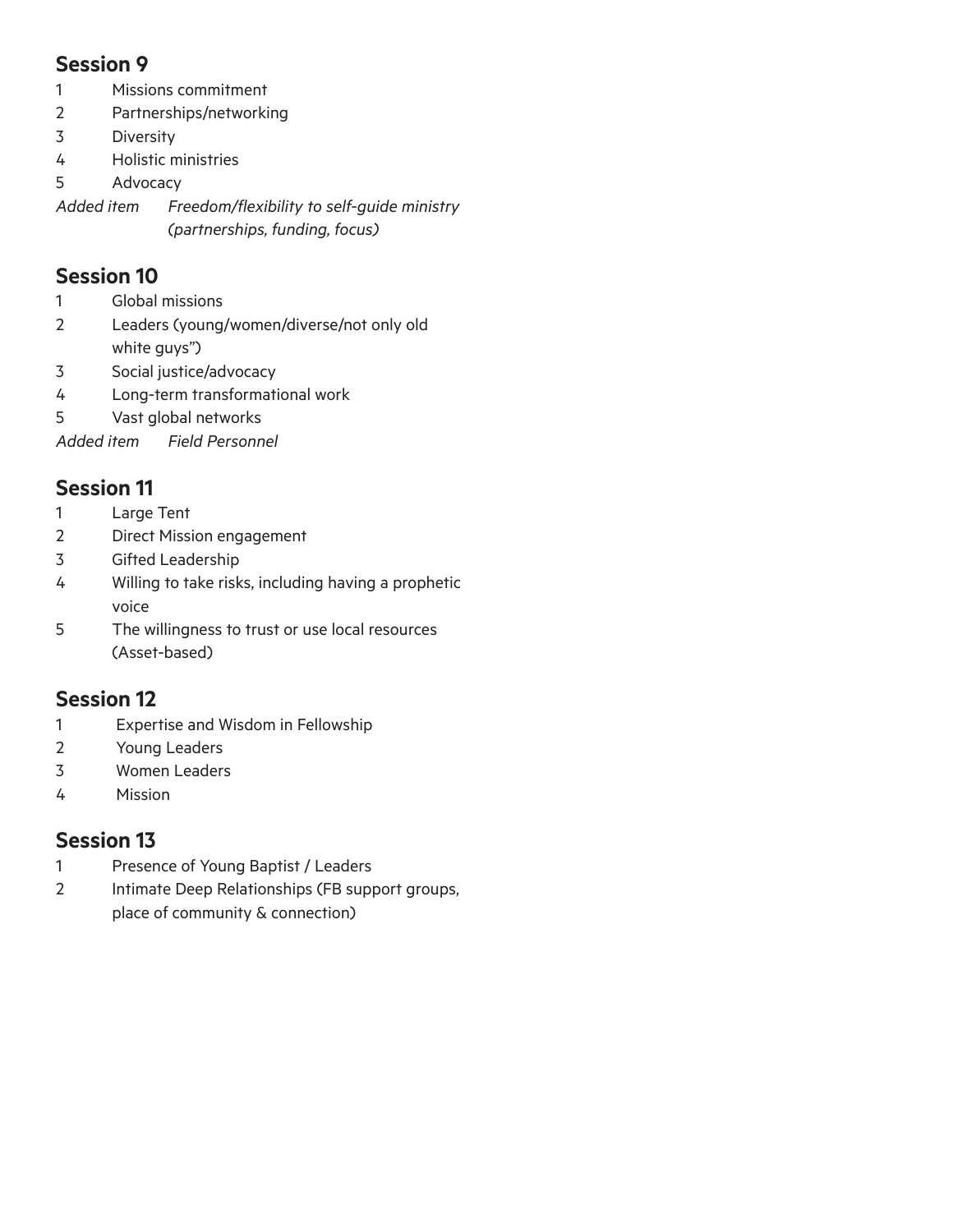## Session 9

1 Missions commitment
2 Partnerships/networking
3 Diversity
4 Holistic ministries
5 Advocacy
*Added item Freedom/flexibility to self-guide ministry (partnerships, funding, focus)*

## Session 10

1 Global missions
2 Leaders (young/women/diverse/not only old white guys")
3 Social justice/advocacy
4 Long-term transformational work
5 Vast global networks
*Added item Field Personnel*

## Session 11

1 Large Tent
2 Direct Mission engagement
3 Gifted Leadership
4 Willing to take risks, including having a prophetic voice
5 The willingness to trust or use local resources (Asset-based)

## Session 12

1 Expertise and Wisdom in Fellowship
2 Young Leaders
3 Women Leaders
4 Mission

## Session 13

1 Presence of Young Baptist / Leaders
2 Intimate Deep Relationships (FB support groups, place of community & connection)